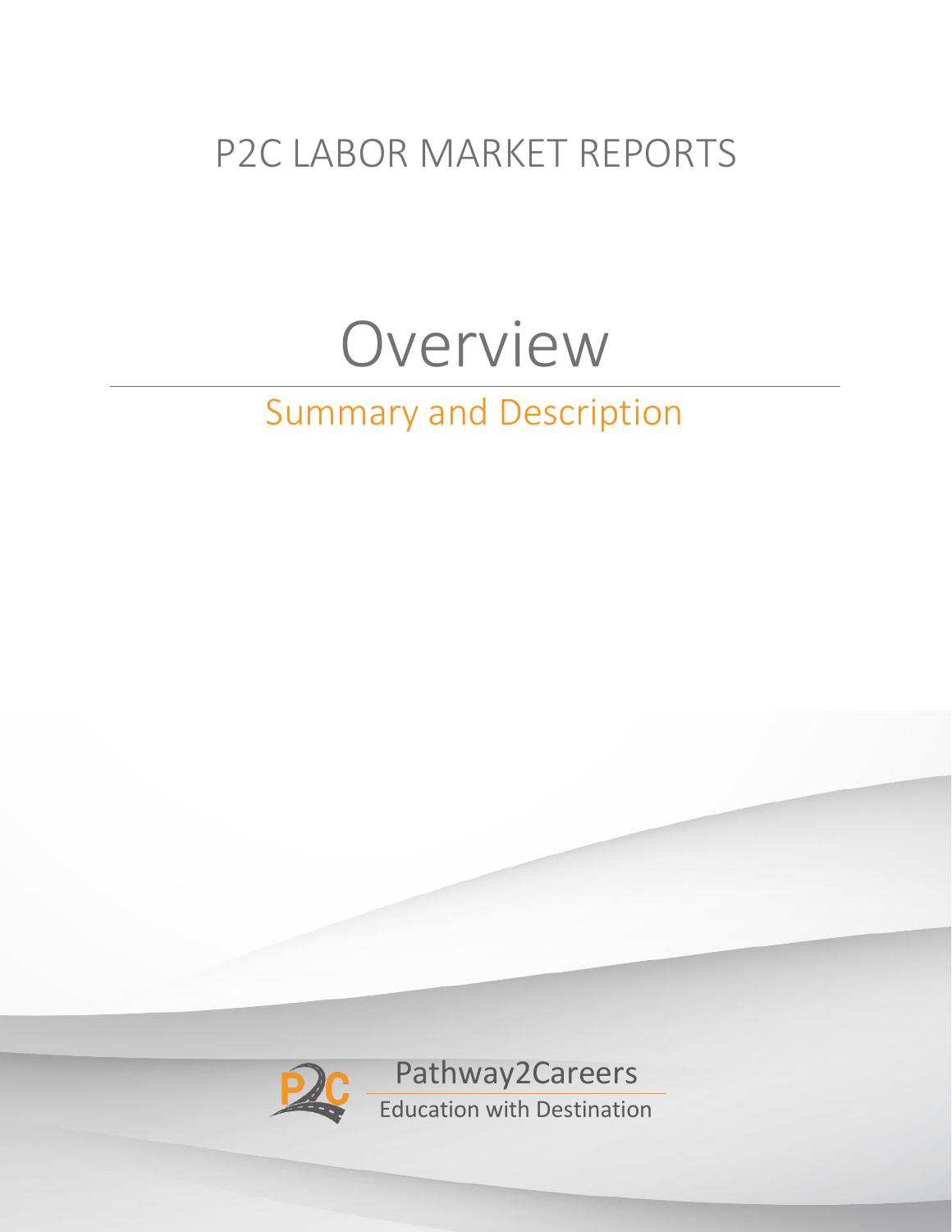P2C LABOR MARKET REPORTS

# Overview

## Summary and Description

Pathway2Careers

Education with Destination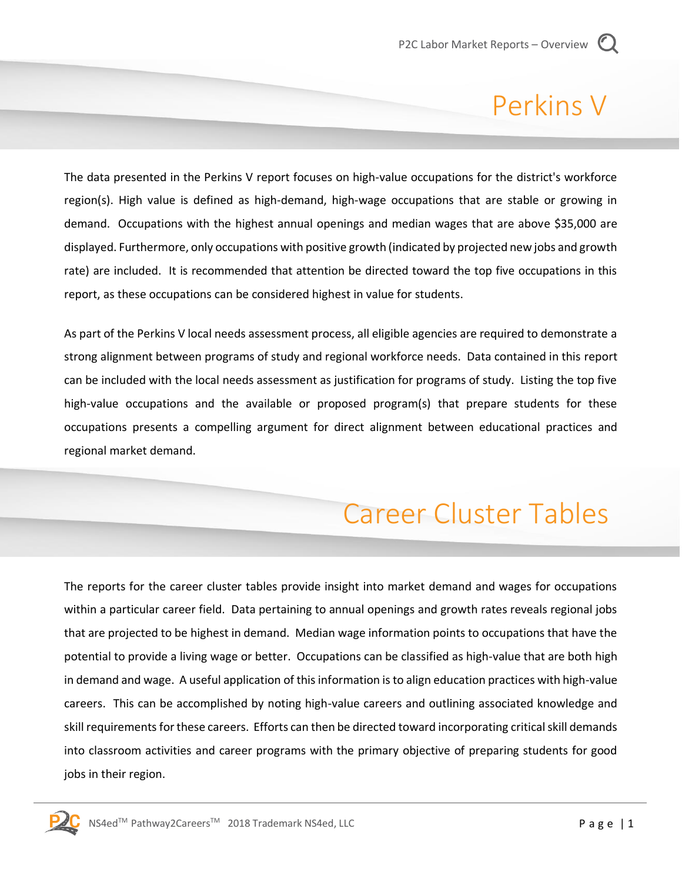# Perkins V

The data presented in the Perkins V report focuses on high-value occupations for the district's workforce region(s). High value is defined as high-demand, high-wage occupations that are stable or growing in demand. Occupations with the highest annual openings and median wages that are above $35,000 are displayed. Furthermore, only occupations with positive growth (indicated by projected new jobs and growth rate) are included. It is recommended that attention be directed toward the top five occupations in this report, as these occupations can be considered highest in value for students.

As part of the Perkins V local needs assessment process, all eligible agencies are required to demonstrate a strong alignment between programs of study and regional workforce needs. Data contained in this report can be included with the local needs assessment as justification for programs of study. Listing the top five high-value occupations and the available or proposed program(s) that prepare students for these occupations presents a compelling argument for direct alignment between educational practices and regional market demand.

# Career Cluster Tables

The reports for the career cluster tables provide insight into market demand and wages for occupations within a particular career field. Data pertaining to annual openings and growth rates reveals regional jobs that are projected to be highest in demand. Median wage information points to occupations that have the potential to provide a living wage or better. Occupations can be classified as high-value that are both high in demand and wage. A useful application of this information is to align education practices with high-value careers. This can be accomplished by noting high-value careers and outlining associated knowledge and skill requirements for these careers. Efforts can then be directed toward incorporating critical skill demands into classroom activities and career programs with the primary objective of preparing students for good jobs in their region.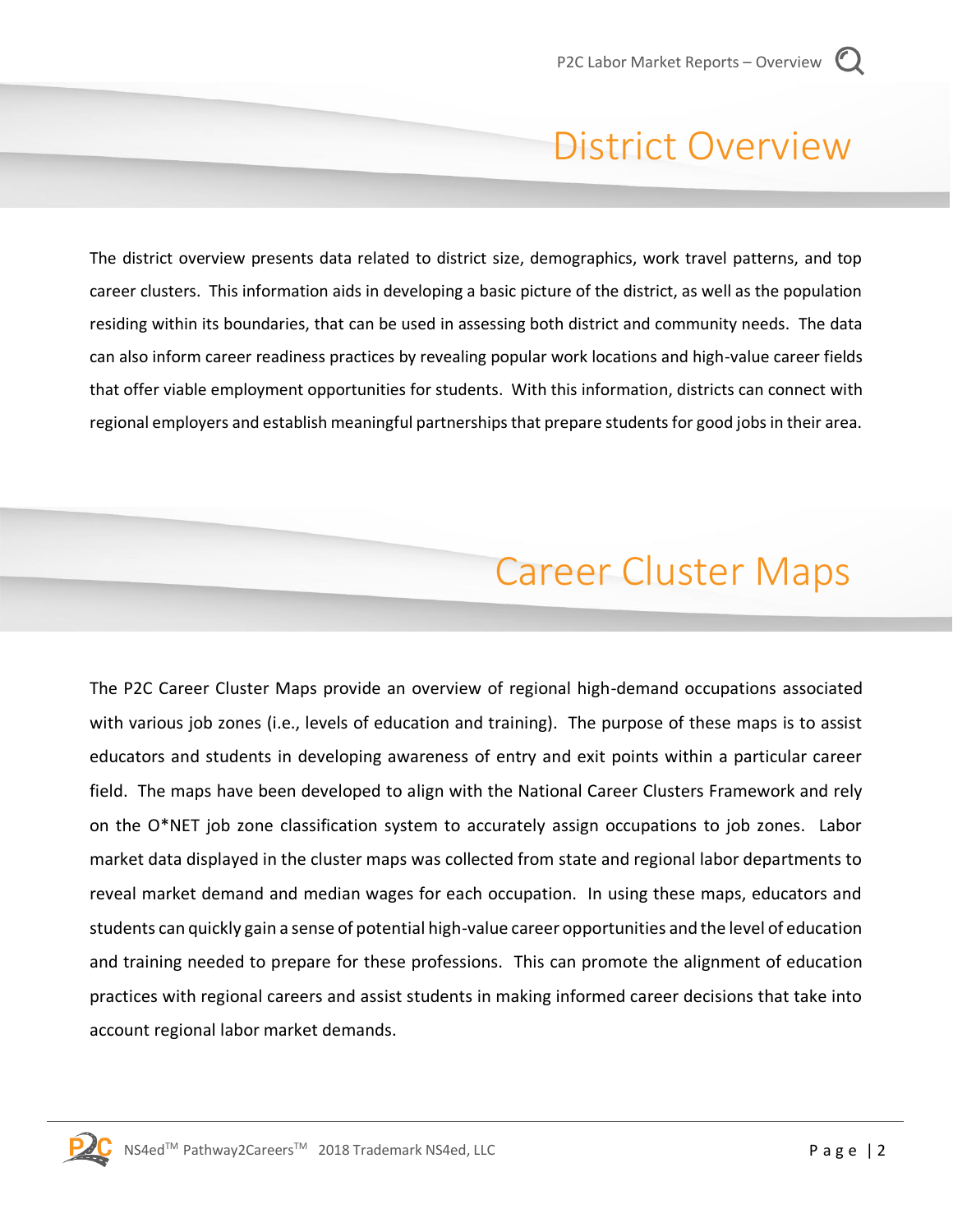## District Overview

The district overview presents data related to district size, demographics, work travel patterns, and top career clusters. This information aids in developing a basic picture of the district, as well as the population residing within its boundaries, that can be used in assessing both district and community needs. The data can also inform career readiness practices by revealing popular work locations and high-value career fields that offer viable employment opportunities for students. With this information, districts can connect with regional employers and establish meaningful partnerships that prepare students for good jobs in their area.

## Career Cluster Maps

The P2C Career Cluster Maps provide an overview of regional high-demand occupations associated with various job zones (i.e., levels of education and training). The purpose of these maps is to assist educators and students in developing awareness of entry and exit points within a particular career field. The maps have been developed to align with the National Career Clusters Framework and rely on the O*NET job zone classification system to accurately assign occupations to job zones. Labor market data displayed in the cluster maps was collected from state and regional labor departments to reveal market demand and median wages for each occupation. In using these maps, educators and students can quickly gain a sense of potential high-value career opportunities and the level of education and training needed to prepare for these professions. This can promote the alignment of education practices with regional careers and assist students in making informed career decisions that take into account regional labor market demands.